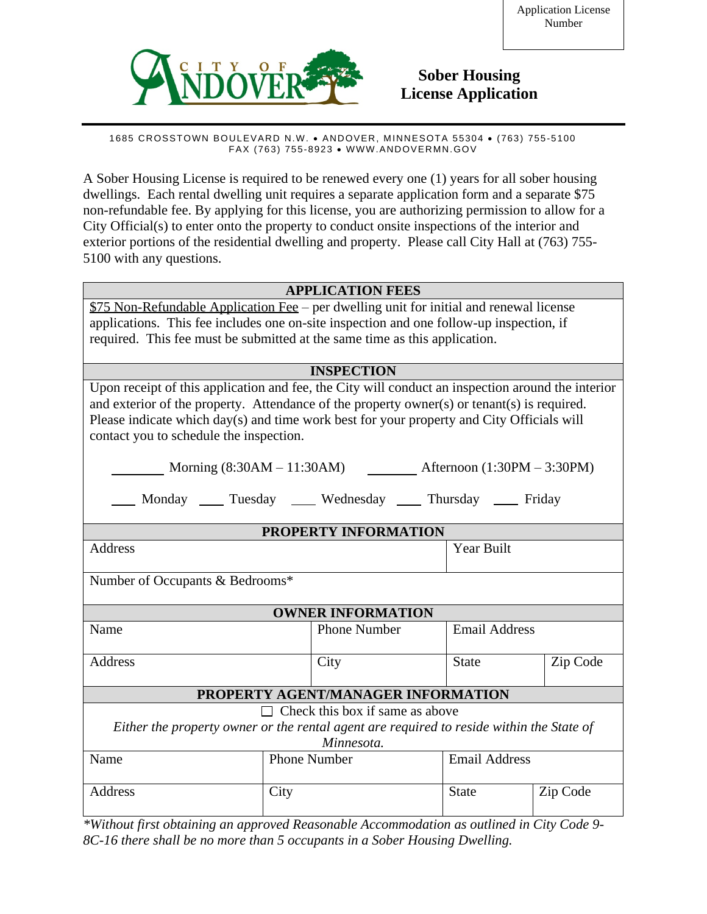| Application License Number |
|---|
| |

CITY OF ANDOVER

# Sober Housing License Application

1685 CROSSTOWN BOULEVARD N.W. • ANDOVER, MINNESOTA 55304 • (763) 755-5100
FAX (763) 755-8923 • WWW.ANDOVERMN.GOV

A Sober Housing License is required to be renewed every one (1) years for all sober housing dwellings. Each rental dwelling unit requires a separate application form and a separate $75 non-refundable fee. By applying for this license, you are authorizing permission to allow for a City Official(s) to enter onto the property to conduct onsite inspections of the interior and exterior portions of the residential dwelling and property. Please call City Hall at (763) 755-5100 with any questions.

## APPLICATION FEES

$75 Non-Refundable Application Fee – per dwelling unit for initial and renewal license applications. This fee includes one on-site inspection and one follow-up inspection, if required. This fee must be submitted at the same time as this application.

## INSPECTION

Upon receipt of this application and fee, the City will conduct an inspection around the interior and exterior of the property. Attendance of the property owner(s) or tenant(s) is required. Please indicate which day(s) and time work best for your property and City Officials will contact you to schedule the inspection.

________ Morning (8:30AM – 11:30AM) ________ Afternoon (1:30PM – 3:30PM)

____ Monday ____ Tuesday ____ Wednesday ____ Thursday ____ Friday

## PROPERTY INFORMATION

| Address | Year Built |
|---|---|
| Number of Occupants & Bedrooms* | |

## OWNER INFORMATION

| Name | Phone Number | Email Address | |
|---|---|---|---|
| Address | City | State | Zip Code |

## PROPERTY AGENT/MANAGER INFORMATION

☐ Check this box if same as above

*Either the property owner or the rental agent are required to reside within the State of Minnesota.*

| Name | Phone Number | Email Address | |
|---|---|---|---|
| Address | City | State | Zip Code |

*\*Without first obtaining an approved Reasonable Accommodation as outlined in City Code 9-8C-16 there shall be no more than 5 occupants in a Sober Housing Dwelling.*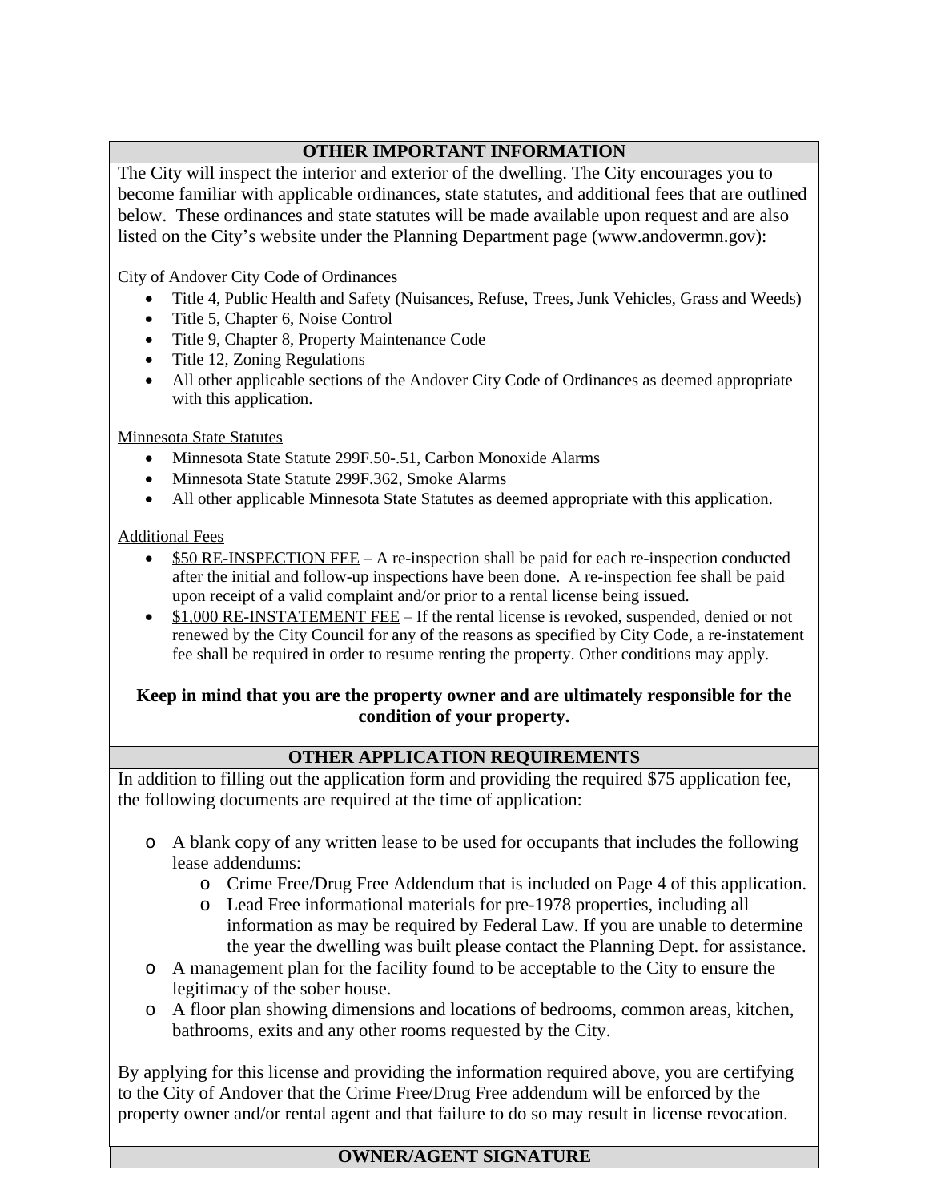## OTHER IMPORTANT INFORMATION

The City will inspect the interior and exterior of the dwelling. The City encourages you to become familiar with applicable ordinances, state statutes, and additional fees that are outlined below. These ordinances and state statutes will be made available upon request and are also listed on the City's website under the Planning Department page (www.andovermn.gov):

City of Andover City Code of Ordinances

- Title 4, Public Health and Safety (Nuisances, Refuse, Trees, Junk Vehicles, Grass and Weeds)
- Title 5, Chapter 6, Noise Control
- Title 9, Chapter 8, Property Maintenance Code
- Title 12, Zoning Regulations
- All other applicable sections of the Andover City Code of Ordinances as deemed appropriate with this application.

Minnesota State Statutes

- Minnesota State Statute 299F.50-.51, Carbon Monoxide Alarms
- Minnesota State Statute 299F.362, Smoke Alarms
- All other applicable Minnesota State Statutes as deemed appropriate with this application.

Additional Fees

- $50 RE-INSPECTION FEE – A re-inspection shall be paid for each re-inspection conducted after the initial and follow-up inspections have been done. A re-inspection fee shall be paid upon receipt of a valid complaint and/or prior to a rental license being issued.
- $1,000 RE-INSTATEMENT FEE – If the rental license is revoked, suspended, denied or not renewed by the City Council for any of the reasons as specified by City Code, a re-instatement fee shall be required in order to resume renting the property. Other conditions may apply.

**Keep in mind that you are the property owner and are ultimately responsible for the condition of your property.**

## OTHER APPLICATION REQUIREMENTS

In addition to filling out the application form and providing the required $75 application fee, the following documents are required at the time of application:

- A blank copy of any written lease to be used for occupants that includes the following lease addendums:
  - Crime Free/Drug Free Addendum that is included on Page 4 of this application.
  - Lead Free informational materials for pre-1978 properties, including all information as may be required by Federal Law. If you are unable to determine the year the dwelling was built please contact the Planning Dept. for assistance.
- A management plan for the facility found to be acceptable to the City to ensure the legitimacy of the sober house.
- A floor plan showing dimensions and locations of bedrooms, common areas, kitchen, bathrooms, exits and any other rooms requested by the City.

By applying for this license and providing the information required above, you are certifying to the City of Andover that the Crime Free/Drug Free addendum will be enforced by the property owner and/or rental agent and that failure to do so may result in license revocation.

## OWNER/AGENT SIGNATURE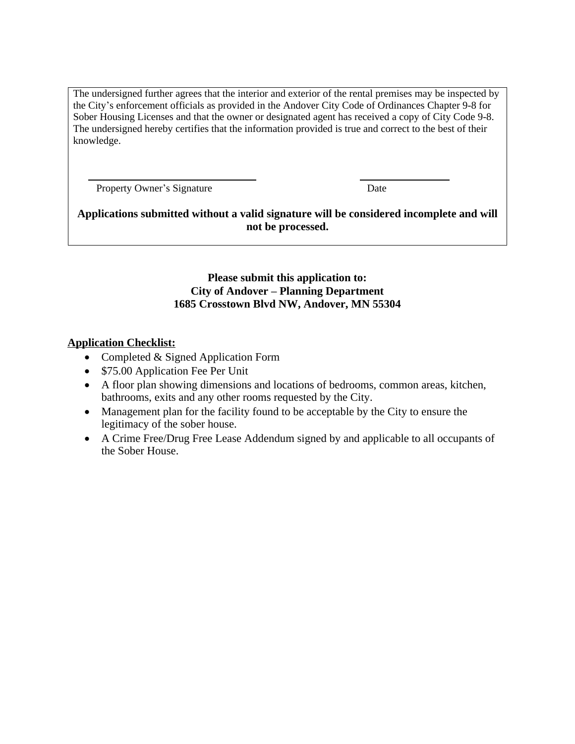The undersigned further agrees that the interior and exterior of the rental premises may be inspected by the City's enforcement officials as provided in the Andover City Code of Ordinances Chapter 9-8 for Sober Housing Licenses and that the owner or designated agent has received a copy of City Code 9-8. The undersigned hereby certifies that the information provided is true and correct to the best of their knowledge.

\_\_\_\_\_\_\_\_\_\_\_\_\_\_\_\_\_\_\_\_\_\_\_\_\_\_\_\_\_\_ &nbsp;&nbsp;&nbsp;&nbsp;&nbsp;&nbsp;&nbsp;&nbsp; \_\_\_\_\_\_\_\_\_\_\_\_\_\_\_\_

Property Owner's Signature &nbsp;&nbsp;&nbsp;&nbsp;&nbsp;&nbsp;&nbsp;&nbsp; Date

**Applications submitted without a valid signature will be considered incomplete and will not be processed.**

**Please submit this application to:**
**City of Andover – Planning Department**
**1685 Crosstown Blvd NW, Andover, MN 55304**

**Application Checklist:**

- Completed & Signed Application Form
- $75.00 Application Fee Per Unit
- A floor plan showing dimensions and locations of bedrooms, common areas, kitchen, bathrooms, exits and any other rooms requested by the City.
- Management plan for the facility found to be acceptable by the City to ensure the legitimacy of the sober house.
- A Crime Free/Drug Free Lease Addendum signed by and applicable to all occupants of the Sober House.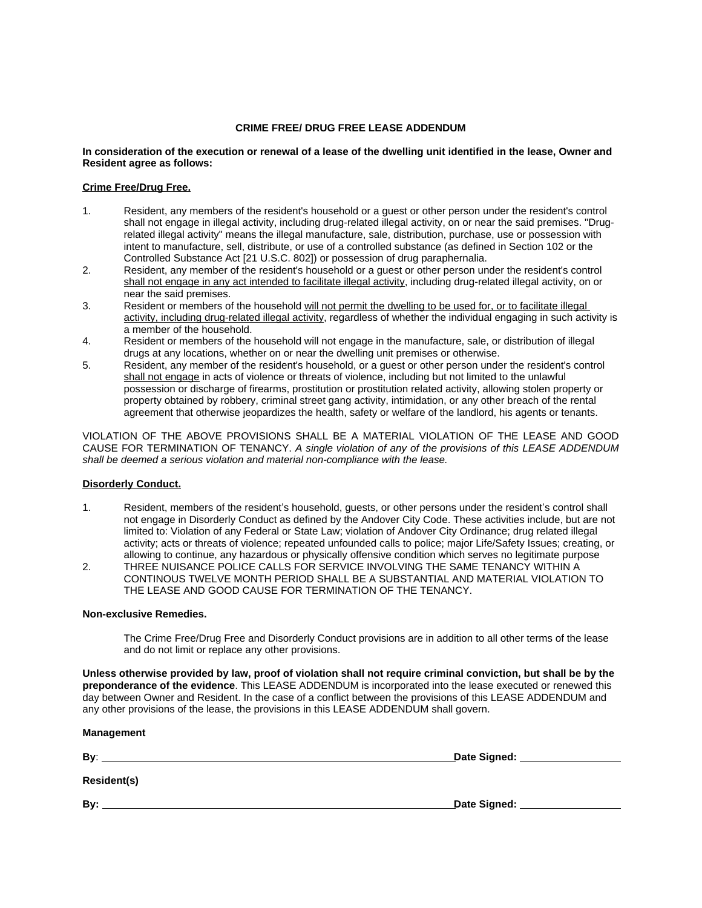## CRIME FREE/ DRUG FREE LEASE ADDENDUM

**In consideration of the execution or renewal of a lease of the dwelling unit identified in the lease, Owner and Resident agree as follows:**

**Crime Free/Drug Free.**

1. Resident, any members of the resident's household or a guest or other person under the resident's control shall not engage in illegal activity, including drug-related illegal activity, on or near the said premises. "Drug-related illegal activity" means the illegal manufacture, sale, distribution, purchase, use or possession with intent to manufacture, sell, distribute, or use of a controlled substance (as defined in Section 102 or the Controlled Substance Act [21 U.S.C. 802]) or possession of drug paraphernalia.
2. Resident, any member of the resident's household or a guest or other person under the resident's control shall not engage in any act intended to facilitate illegal activity, including drug-related illegal activity, on or near the said premises.
3. Resident or members of the household will not permit the dwelling to be used for, or to facilitate illegal activity, including drug-related illegal activity, regardless of whether the individual engaging in such activity is a member of the household.
4. Resident or members of the household will not engage in the manufacture, sale, or distribution of illegal drugs at any locations, whether on or near the dwelling unit premises or otherwise.
5. Resident, any member of the resident's household, or a guest or other person under the resident's control shall not engage in acts of violence or threats of violence, including but not limited to the unlawful possession or discharge of firearms, prostitution or prostitution related activity, allowing stolen property or property obtained by robbery, criminal street gang activity, intimidation, or any other breach of the rental agreement that otherwise jeopardizes the health, safety or welfare of the landlord, his agents or tenants.

VIOLATION OF THE ABOVE PROVISIONS SHALL BE A MATERIAL VIOLATION OF THE LEASE AND GOOD CAUSE FOR TERMINATION OF TENANCY. *A single violation of any of the provisions of this LEASE ADDENDUM shall be deemed a serious violation and material non-compliance with the lease.*

**Disorderly Conduct.**

1. Resident, members of the resident's household, guests, or other persons under the resident's control shall not engage in Disorderly Conduct as defined by the Andover City Code. These activities include, but are not limited to: Violation of any Federal or State Law; violation of Andover City Ordinance; drug related illegal activity; acts or threats of violence; repeated unfounded calls to police; major Life/Safety Issues; creating, or allowing to continue, any hazardous or physically offensive condition which serves no legitimate purpose
2. THREE NUISANCE POLICE CALLS FOR SERVICE INVOLVING THE SAME TENANCY WITHIN A CONTINOUS TWELVE MONTH PERIOD SHALL BE A SUBSTANTIAL AND MATERIAL VIOLATION TO THE LEASE AND GOOD CAUSE FOR TERMINATION OF THE TENANCY.

**Non-exclusive Remedies.**

The Crime Free/Drug Free and Disorderly Conduct provisions are in addition to all other terms of the lease and do not limit or replace any other provisions.

**Unless otherwise provided by law, proof of violation shall not require criminal conviction, but shall be by the preponderance of the evidence**. This LEASE ADDENDUM is incorporated into the lease executed or renewed this day between Owner and Resident. In the case of a conflict between the provisions of this LEASE ADDENDUM and any other provisions of the lease, the provisions in this LEASE ADDENDUM shall govern.

**Management**

**By**: ______________________________ **Date Signed:** ______________

**Resident(s)**

**By:** ______________________________ **Date Signed:** ______________